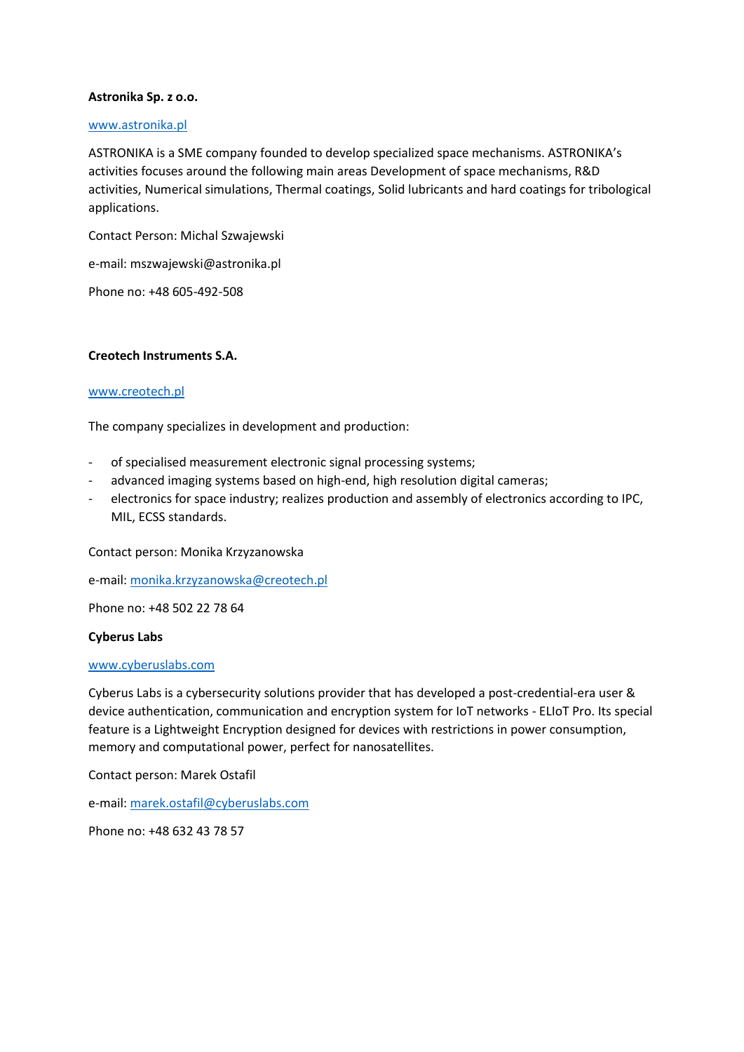**Astronika Sp. z o.o.**

[www.astronika.pl](http://www.astronika.pl)

ASTRONIKA is a SME company founded to develop specialized space mechanisms. ASTRONIKA's activities focuses around the following main areas Development of space mechanisms, R&D activities, Numerical simulations, Thermal coatings, Solid lubricants and hard coatings for tribological applications.

Contact Person: Michal Szwajewski

e-mail: mszwajewski@astronika.pl

Phone no: +48 605-492-508

**Creotech Instruments S.A.**

[www.creotech.pl](http://www.creotech.pl)

The company specializes in development and production:

- of specialised measurement electronic signal processing systems;
- advanced imaging systems based on high-end, high resolution digital cameras;
- electronics for space industry; realizes production and assembly of electronics according to IPC, MIL, ECSS standards.

Contact person: Monika Krzyzanowska

e-mail: [monika.krzyzanowska@creotech.pl](mailto:monika.krzyzanowska@creotech.pl)

Phone no: +48 502 22 78 64

**Cyberus Labs**

[www.cyberuslabs.com](http://www.cyberuslabs.com)

Cyberus Labs is a cybersecurity solutions provider that has developed a post-credential-era user & device authentication, communication and encryption system for IoT networks - ELIoT Pro. Its special feature is a Lightweight Encryption designed for devices with restrictions in power consumption, memory and computational power, perfect for nanosatellites.

Contact person: Marek Ostafil

e-mail: [marek.ostafil@cyberuslabs.com](mailto:marek.ostafil@cyberuslabs.com)

Phone no: +48 632 43 78 57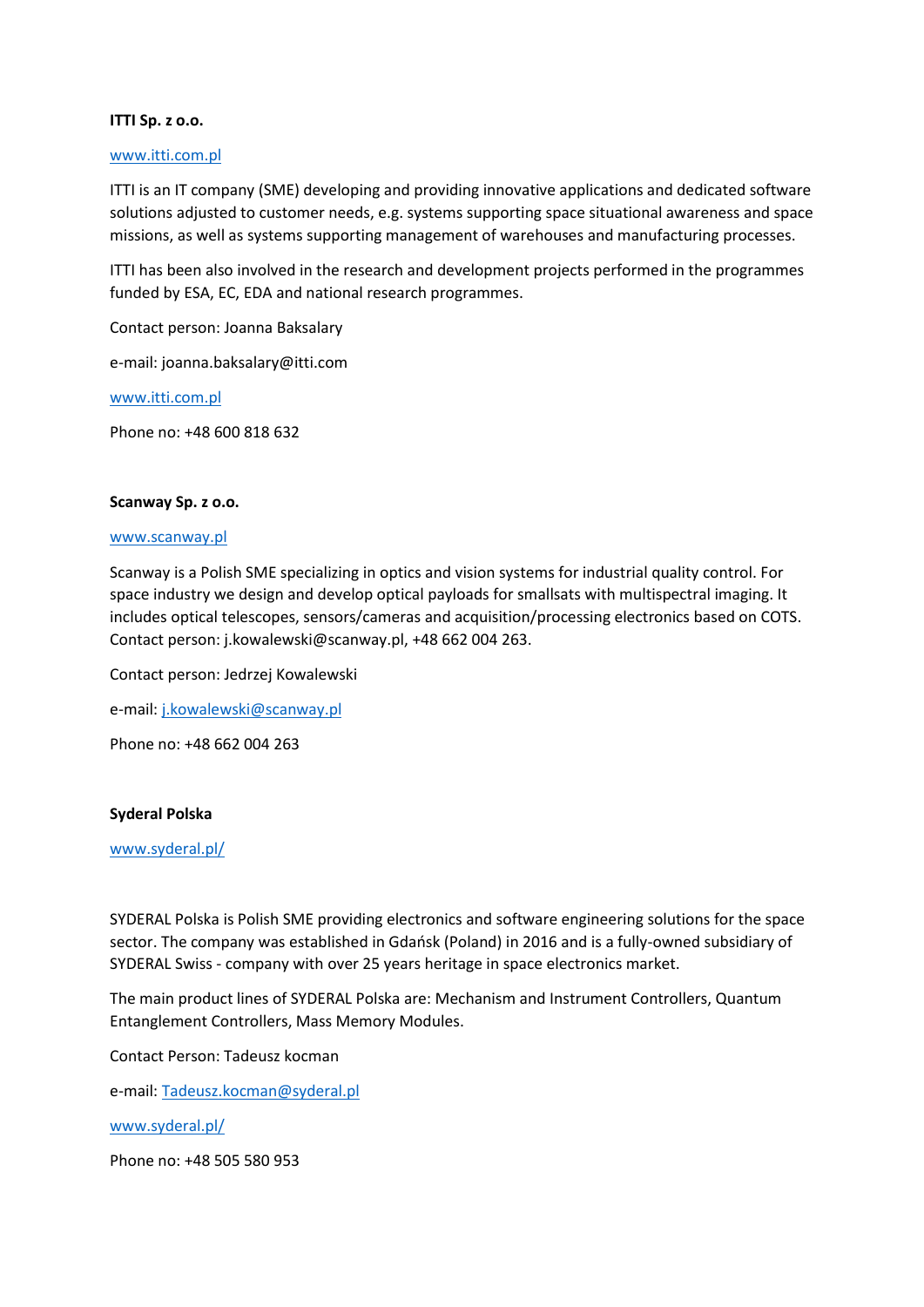**ITTI Sp. z o.o.**

www.itti.com.pl

ITTI is an IT company (SME) developing and providing innovative applications and dedicated software solutions adjusted to customer needs, e.g. systems supporting space situational awareness and space missions, as well as systems supporting management of warehouses and manufacturing processes.

ITTI has been also involved in the research and development projects performed in the programmes funded by ESA, EC, EDA and national research programmes.

Contact person: Joanna Baksalary

e-mail: joanna.baksalary@itti.com

www.itti.com.pl

Phone no: +48 600 818 632

**Scanway Sp. z o.o.**

www.scanway.pl

Scanway is a Polish SME specializing in optics and vision systems for industrial quality control. For space industry we design and develop optical payloads for smallsats with multispectral imaging. It includes optical telescopes, sensors/cameras and acquisition/processing electronics based on COTS. Contact person: j.kowalewski@scanway.pl, +48 662 004 263.

Contact person: Jedrzej Kowalewski

e-mail: j.kowalewski@scanway.pl

Phone no: +48 662 004 263

**Syderal Polska**

www.syderal.pl/

SYDERAL Polska is Polish SME providing electronics and software engineering solutions for the space sector. The company was established in Gdańsk (Poland) in 2016 and is a fully-owned subsidiary of SYDERAL Swiss - company with over 25 years heritage in space electronics market.

The main product lines of SYDERAL Polska are: Mechanism and Instrument Controllers, Quantum Entanglement Controllers, Mass Memory Modules.

Contact Person: Tadeusz kocman

e-mail: Tadeusz.kocman@syderal.pl

www.syderal.pl/

Phone no: +48 505 580 953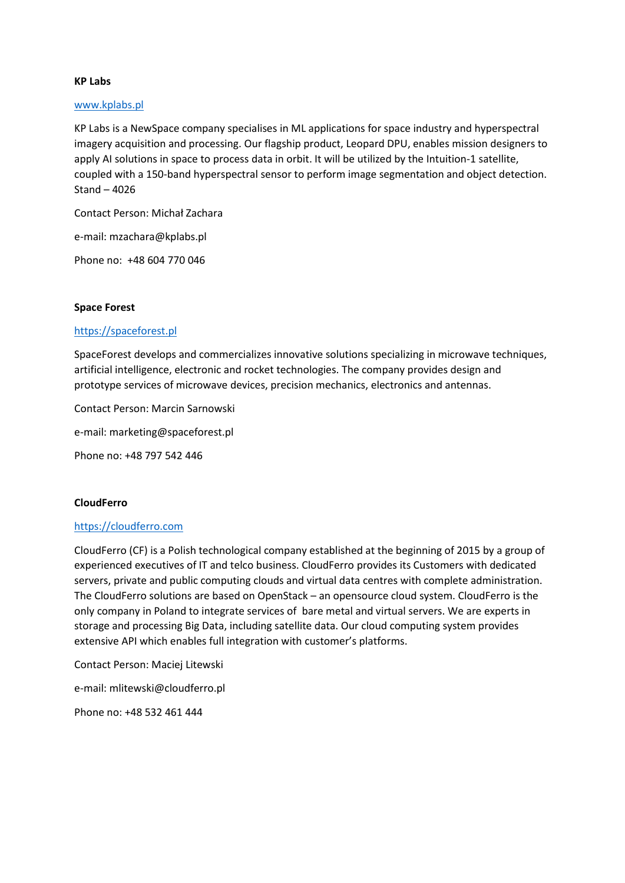**KP Labs**

[www.kplabs.pl](http://www.kplabs.pl)

KP Labs is a NewSpace company specialises in ML applications for space industry and hyperspectral imagery acquisition and processing. Our flagship product, Leopard DPU, enables mission designers to apply AI solutions in space to process data in orbit. It will be utilized by the Intuition-1 satellite, coupled with a 150-band hyperspectral sensor to perform image segmentation and object detection. Stand – 4026

Contact Person: Michał Zachara

e-mail: mzachara@kplabs.pl

Phone no: +48 604 770 046

**Space Forest**

[https://spaceforest.pl](https://spaceforest.pl)

SpaceForest develops and commercializes innovative solutions specializing in microwave techniques, artificial intelligence, electronic and rocket technologies. The company provides design and prototype services of microwave devices, precision mechanics, electronics and antennas.

Contact Person: Marcin Sarnowski

e-mail: marketing@spaceforest.pl

Phone no: +48 797 542 446

**CloudFerro**

[https://cloudferro.com](https://cloudferro.com)

CloudFerro (CF) is a Polish technological company established at the beginning of 2015 by a group of experienced executives of IT and telco business. CloudFerro provides its Customers with dedicated servers, private and public computing clouds and virtual data centres with complete administration. The CloudFerro solutions are based on OpenStack – an opensource cloud system. CloudFerro is the only company in Poland to integrate services of bare metal and virtual servers. We are experts in storage and processing Big Data, including satellite data. Our cloud computing system provides extensive API which enables full integration with customer's platforms.

Contact Person: Maciej Litewski

e-mail: mlitewski@cloudferro.pl

Phone no: +48 532 461 444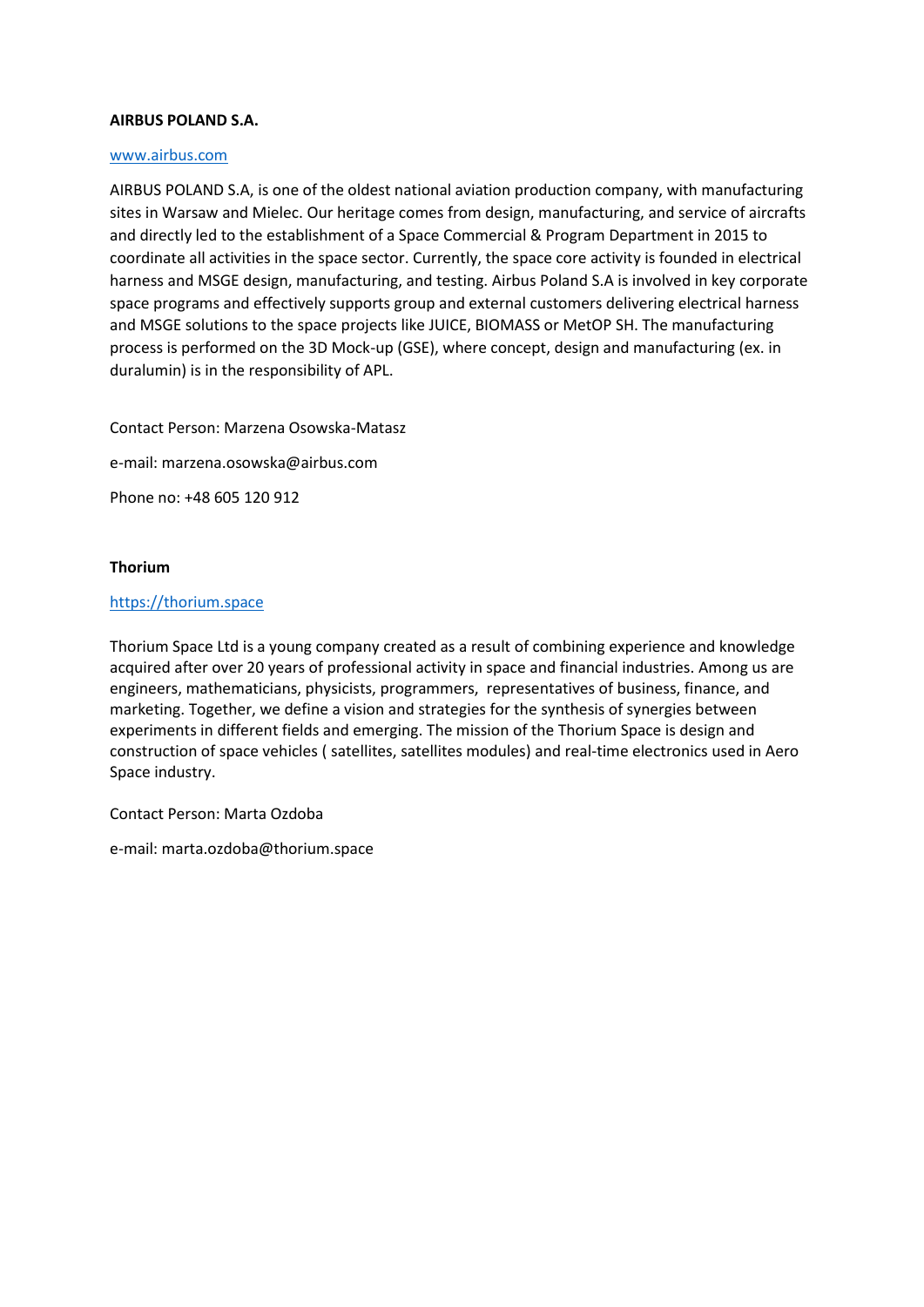**AIRBUS POLAND S.A.**

www.airbus.com

AIRBUS POLAND S.A, is one of the oldest national aviation production company, with manufacturing sites in Warsaw and Mielec. Our heritage comes from design, manufacturing, and service of aircrafts and directly led to the establishment of a Space Commercial & Program Department in 2015 to coordinate all activities in the space sector. Currently, the space core activity is founded in electrical harness and MSGE design, manufacturing, and testing. Airbus Poland S.A is involved in key corporate space programs and effectively supports group and external customers delivering electrical harness and MSGE solutions to the space projects like JUICE, BIOMASS or MetOP SH. The manufacturing process is performed on the 3D Mock-up (GSE), where concept, design and manufacturing (ex. in duralumin) is in the responsibility of APL.

Contact Person: Marzena Osowska-Matasz

e-mail: marzena.osowska@airbus.com

Phone no: +48 605 120 912

**Thorium**

https://thorium.space

Thorium Space Ltd is a young company created as a result of combining experience and knowledge acquired after over 20 years of professional activity in space and financial industries. Among us are engineers, mathematicians, physicists, programmers, representatives of business, finance, and marketing. Together, we define a vision and strategies for the synthesis of synergies between experiments in different fields and emerging. The mission of the Thorium Space is design and construction of space vehicles ( satellites, satellites modules) and real-time electronics used in Aero Space industry.

Contact Person: Marta Ozdoba

e-mail: marta.ozdoba@thorium.space